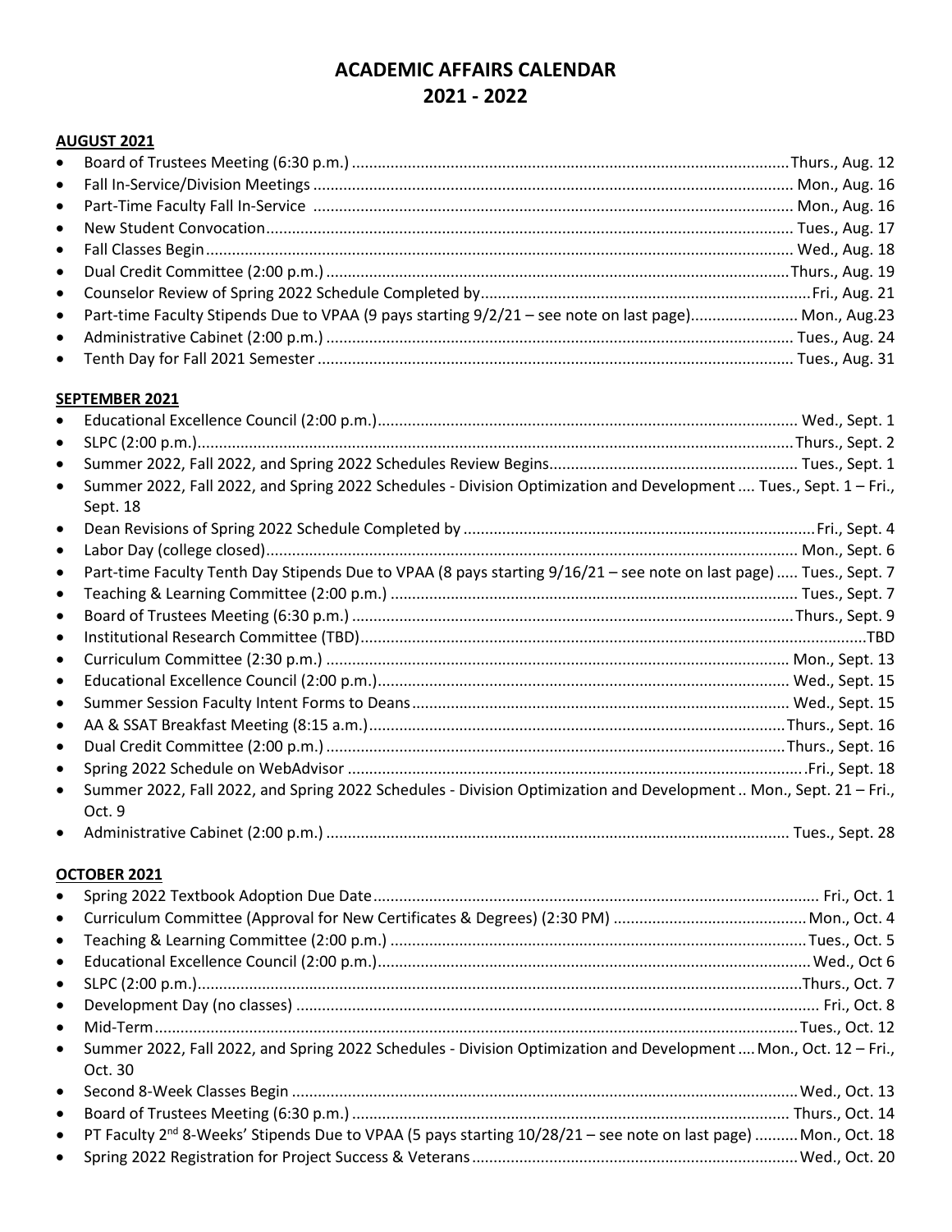# ACADEMIC AFFAIRS CALENDAR
# 2021 - 2022

**AUGUST 2021**

- Board of Trustees Meeting (6:30 p.m.) .......... Thurs., Aug. 12
- Fall In-Service/Division Meetings .......... Mon., Aug. 16
- Part-Time Faculty Fall In-Service .......... Mon., Aug. 16
- New Student Convocation .......... Tues., Aug. 17
- Fall Classes Begin .......... Wed., Aug. 18
- Dual Credit Committee (2:00 p.m.) .......... Thurs., Aug. 19
- Counselor Review of Spring 2022 Schedule Completed by .......... Fri., Aug. 21
- Part-time Faculty Stipends Due to VPAA (9 pays starting 9/2/21 – see note on last page) .......... Mon., Aug.23
- Administrative Cabinet (2:00 p.m.) .......... Tues., Aug. 24
- Tenth Day for Fall 2021 Semester .......... Tues., Aug. 31

**SEPTEMBER 2021**

- Educational Excellence Council (2:00 p.m.) .......... Wed., Sept. 1
- SLPC (2:00 p.m.) .......... Thurs., Sept. 2
- Summer 2022, Fall 2022, and Spring 2022 Schedules Review Begins .......... Tues., Sept. 1
- Summer 2022, Fall 2022, and Spring 2022 Schedules - Division Optimization and Development .... Tues., Sept. 1 – Fri., Sept. 18
- Dean Revisions of Spring 2022 Schedule Completed by .......... Fri., Sept. 4
- Labor Day (college closed) .......... Mon., Sept. 6
- Part-time Faculty Tenth Day Stipends Due to VPAA (8 pays starting 9/16/21 – see note on last page) ..... Tues., Sept. 7
- Teaching & Learning Committee (2:00 p.m.) .......... Tues., Sept. 7
- Board of Trustees Meeting (6:30 p.m.) .......... Thurs., Sept. 9
- Institutional Research Committee (TBD) .......... TBD
- Curriculum Committee (2:30 p.m.) .......... Mon., Sept. 13
- Educational Excellence Council (2:00 p.m.) .......... Wed., Sept. 15
- Summer Session Faculty Intent Forms to Deans .......... Wed., Sept. 15
- AA & SSAT Breakfast Meeting (8:15 a.m.) .......... Thurs., Sept. 16
- Dual Credit Committee (2:00 p.m.) .......... Thurs., Sept. 16
- Spring 2022 Schedule on WebAdvisor .......... Fri., Sept. 18
- Summer 2022, Fall 2022, and Spring 2022 Schedules - Division Optimization and Development .. Mon., Sept. 21 – Fri., Oct. 9
- Administrative Cabinet (2:00 p.m.) .......... Tues., Sept. 28

**OCTOBER 2021**

- Spring 2022 Textbook Adoption Due Date .......... Fri., Oct. 1
- Curriculum Committee (Approval for New Certificates & Degrees) (2:30 PM) .......... Mon., Oct. 4
- Teaching & Learning Committee (2:00 p.m.) .......... Tues., Oct. 5
- Educational Excellence Council (2:00 p.m.) .......... Wed., Oct 6
- SLPC (2:00 p.m.) .......... Thurs., Oct. 7
- Development Day (no classes) .......... Fri., Oct. 8
- Mid-Term .......... Tues., Oct. 12
- Summer 2022, Fall 2022, and Spring 2022 Schedules - Division Optimization and Development .... Mon., Oct. 12 – Fri., Oct. 30
- Second 8-Week Classes Begin .......... Wed., Oct. 13
- Board of Trustees Meeting (6:30 p.m.) .......... Thurs., Oct. 14
- PT Faculty 2nd 8-Weeks' Stipends Due to VPAA (5 pays starting 10/28/21 – see note on last page) .......... Mon., Oct. 18
- Spring 2022 Registration for Project Success & Veterans .......... Wed., Oct. 20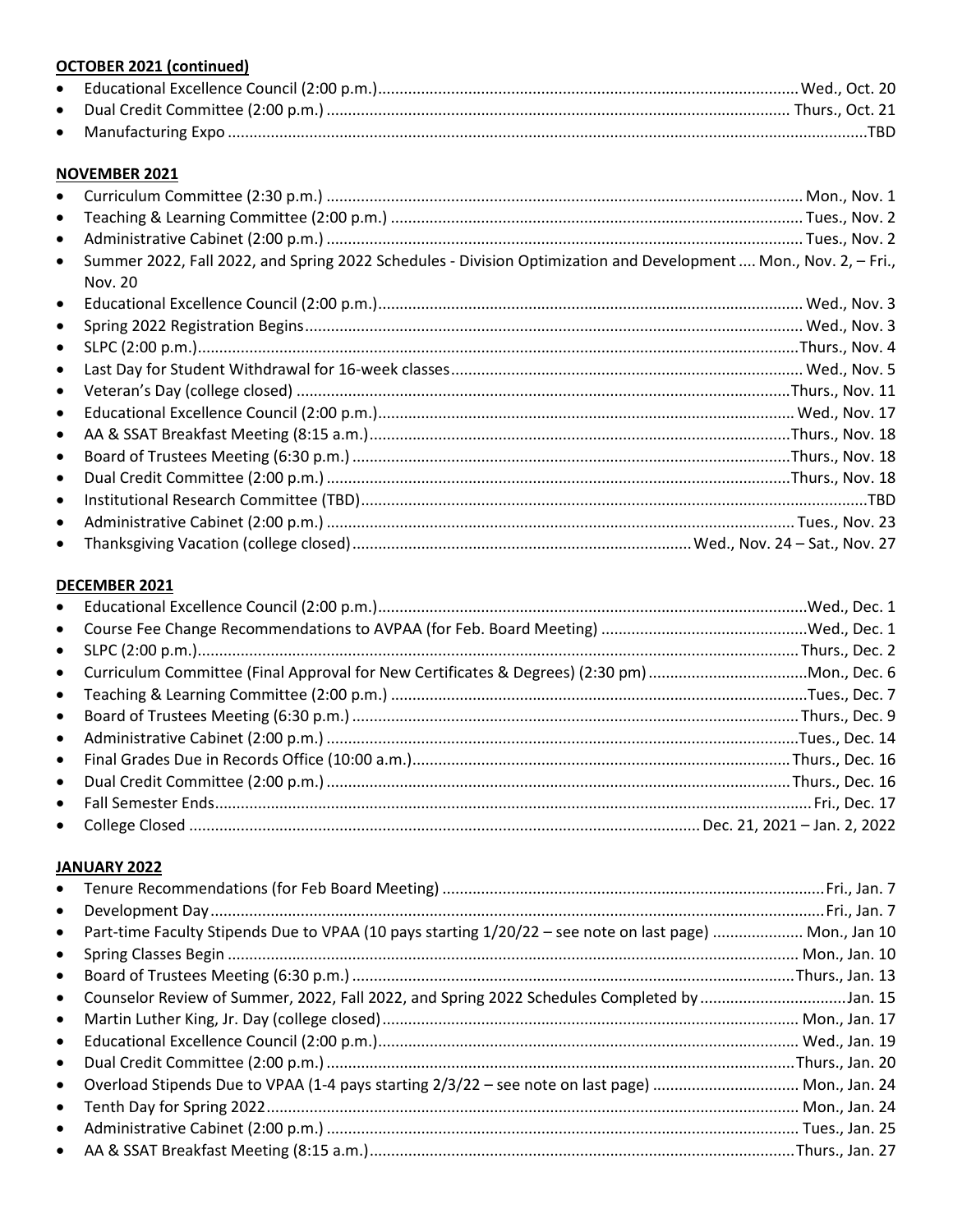**OCTOBER 2021 (continued)**

- Educational Excellence Council (2:00 p.m.)....Wed., Oct. 20
- Dual Credit Committee (2:00 p.m.)....Thurs., Oct. 21
- Manufacturing Expo....TBD

**NOVEMBER 2021**

- Curriculum Committee (2:30 p.m.)....Mon., Nov. 1
- Teaching & Learning Committee (2:00 p.m.)....Tues., Nov. 2
- Administrative Cabinet (2:00 p.m.)....Tues., Nov. 2
- Summer 2022, Fall 2022, and Spring 2022 Schedules - Division Optimization and Development .... Mon., Nov. 2, – Fri., Nov. 20
- Educational Excellence Council (2:00 p.m.)....Wed., Nov. 3
- Spring 2022 Registration Begins....Wed., Nov. 3
- SLPC (2:00 p.m.)....Thurs., Nov. 4
- Last Day for Student Withdrawal for 16-week classes....Wed., Nov. 5
- Veteran's Day (college closed)....Thurs., Nov. 11
- Educational Excellence Council (2:00 p.m.)....Wed., Nov. 17
- AA & SSAT Breakfast Meeting (8:15 a.m.)....Thurs., Nov. 18
- Board of Trustees Meeting (6:30 p.m.)....Thurs., Nov. 18
- Dual Credit Committee (2:00 p.m.)....Thurs., Nov. 18
- Institutional Research Committee (TBD)....TBD
- Administrative Cabinet (2:00 p.m.)....Tues., Nov. 23
- Thanksgiving Vacation (college closed)....Wed., Nov. 24 – Sat., Nov. 27

**DECEMBER 2021**

- Educational Excellence Council (2:00 p.m.)....Wed., Dec. 1
- Course Fee Change Recommendations to AVPAA (for Feb. Board Meeting)....Wed., Dec. 1
- SLPC (2:00 p.m.)....Thurs., Dec. 2
- Curriculum Committee (Final Approval for New Certificates & Degrees) (2:30 pm)....Mon., Dec. 6
- Teaching & Learning Committee (2:00 p.m.)....Tues., Dec. 7
- Board of Trustees Meeting (6:30 p.m.)....Thurs., Dec. 9
- Administrative Cabinet (2:00 p.m.)....Tues., Dec. 14
- Final Grades Due in Records Office (10:00 a.m.)....Thurs., Dec. 16
- Dual Credit Committee (2:00 p.m.)....Thurs., Dec. 16
- Fall Semester Ends....Fri., Dec. 17
- College Closed....Dec. 21, 2021 – Jan. 2, 2022

**JANUARY 2022**

- Tenure Recommendations (for Feb Board Meeting)....Fri., Jan. 7
- Development Day....Fri., Jan. 7
- Part-time Faculty Stipends Due to VPAA (10 pays starting 1/20/22 – see note on last page)....Mon., Jan 10
- Spring Classes Begin....Mon., Jan. 10
- Board of Trustees Meeting (6:30 p.m.)....Thurs., Jan. 13
- Counselor Review of Summer, 2022, Fall 2022, and Spring 2022 Schedules Completed by....Jan. 15
- Martin Luther King, Jr. Day (college closed)....Mon., Jan. 17
- Educational Excellence Council (2:00 p.m.)....Wed., Jan. 19
- Dual Credit Committee (2:00 p.m.)....Thurs., Jan. 20
- Overload Stipends Due to VPAA (1-4 pays starting 2/3/22 – see note on last page)....Mon., Jan. 24
- Tenth Day for Spring 2022....Mon., Jan. 24
- Administrative Cabinet (2:00 p.m.)....Tues., Jan. 25
- AA & SSAT Breakfast Meeting (8:15 a.m.)....Thurs., Jan. 27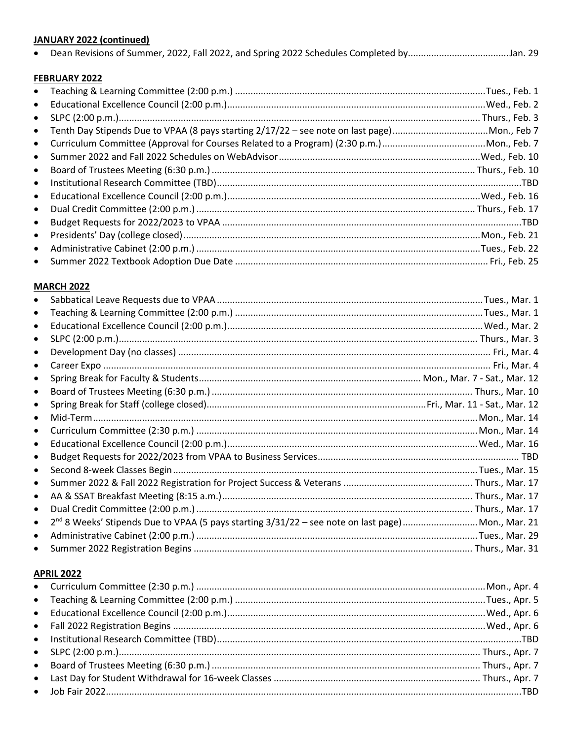**JANUARY 2022 (continued)**

- Dean Revisions of Summer, 2022, Fall 2022, and Spring 2022 Schedules Completed by.......................................Jan. 29

**FEBRUARY 2022**

- Teaching & Learning Committee (2:00 p.m.) ................................................................................................Tues., Feb. 1
- Educational Excellence Council (2:00 p.m.)...................................................................................................Wed., Feb. 2
- SLPC (2:00 p.m.)........................................................................................................................... Thurs., Feb. 3
- Tenth Day Stipends Due to VPAA (8 pays starting 2/17/22 – see note on last page).....................................Mon., Feb 7
- Curriculum Committee (Approval for Courses Related to a Program) (2:30 p.m.)........................................Mon., Feb. 7
- Summer 2022 and Fall 2022 Schedules on WebAdvisor.............................................................................Wed., Feb. 10
- Board of Trustees Meeting (6:30 p.m.) ..................................................................................................... Thurs., Feb. 10
- Institutional Research Committee (TBD).....................................................................................................................TBD
- Educational Excellence Council (2:00 p.m.).................................................................................................Wed., Feb. 16
- Dual Credit Committee (2:00 p.m.) ........................................................................................................... Thurs., Feb. 17
- Budget Requests for 2022/2023 to VPAA ....................................................................................................................TBD
- Presidents' Day (college closed)..................................................................................................................Mon., Feb. 21
- Administrative Cabinet (2:00 p.m.) .............................................................................................................Tues., Feb. 22
- Summer 2022 Textbook Adoption Due Date ................................................................................................. Fri., Feb. 25

**MARCH 2022**

- Sabbatical Leave Requests due to VPAA ......................................................................................................Tues., Mar. 1
- Teaching & Learning Committee (2:00 p.m.) ...............................................................................................Tues., Mar. 1
- Educational Excellence Council (2:00 p.m.)..................................................................................................Wed., Mar. 2
- SLPC (2:00 p.m.)........................................................................................................................... Thurs., Mar. 3
- Development Day (no classes) ....................................................................................................................... Fri., Mar. 4
- Career Expo ................................................................................................................................................... Fri., Mar. 4
- Spring Break for Faculty & Students...................................................................................... Mon., Mar. 7 - Sat., Mar. 12
- Board of Trustees Meeting (6:30 p.m.) .................................................................................................... Thurs., Mar. 10
- Spring Break for Staff (college closed)......................................................................................Fri., Mar. 11 - Sat., Mar. 12
- Mid-Term....................................................................................................................................................Mon., Mar. 14
- Curriculum Committee (2:30 p.m.) ............................................................................................................Mon., Mar. 14
- Educational Excellence Council (2:00 p.m.)................................................................................................Wed., Mar. 16
- Budget Requests for 2022/2023 from VPAA to Business Services............................................................................. TBD
- Second 8-week Classes Begin.....................................................................................................................Tues., Mar. 15
- Summer 2022 & Fall 2022 Registration for Project Success & Veterans ................................................. Thurs., Mar. 17
- AA & SSAT Breakfast Meeting (8:15 a.m.)................................................................................................ Thurs., Mar. 17
- Dual Credit Committee (2:00 p.m.) .......................................................................................................... Thurs., Mar. 17
- 2nd 8 Weeks' Stipends Due to VPAA (5 pays starting 3/31/22 – see note on last page).............................Mon., Mar. 21
- Administrative Cabinet (2:00 p.m.) ............................................................................................................Tues., Mar. 29
- Summer 2022 Registration Begins ........................................................................................................... Thurs., Mar. 31

**APRIL 2022**

- Curriculum Committee (2:30 p.m.) ..............................................................................................................Mon., Apr. 4
- Teaching & Learning Committee (2:00 p.m.) ................................................................................................Tues., Apr. 5
- Educational Excellence Council (2:00 p.m.)...................................................................................................Wed., Apr. 6
- Fall 2022 Registration Begins ........................................................................................................................Wed., Apr. 6
- Institutional Research Committee (TBD).....................................................................................................................TBD
- SLPC (2:00 p.m.)........................................................................................................................... Thurs., Apr. 7
- Board of Trustees Meeting (6:30 p.m.) ....................................................................................................... Thurs., Apr. 7
- Last Day for Student Withdrawal for 16-week Classes ............................................................................... Thurs., Apr. 7
- Job Fair 2022...............................................................................................................................................................TBD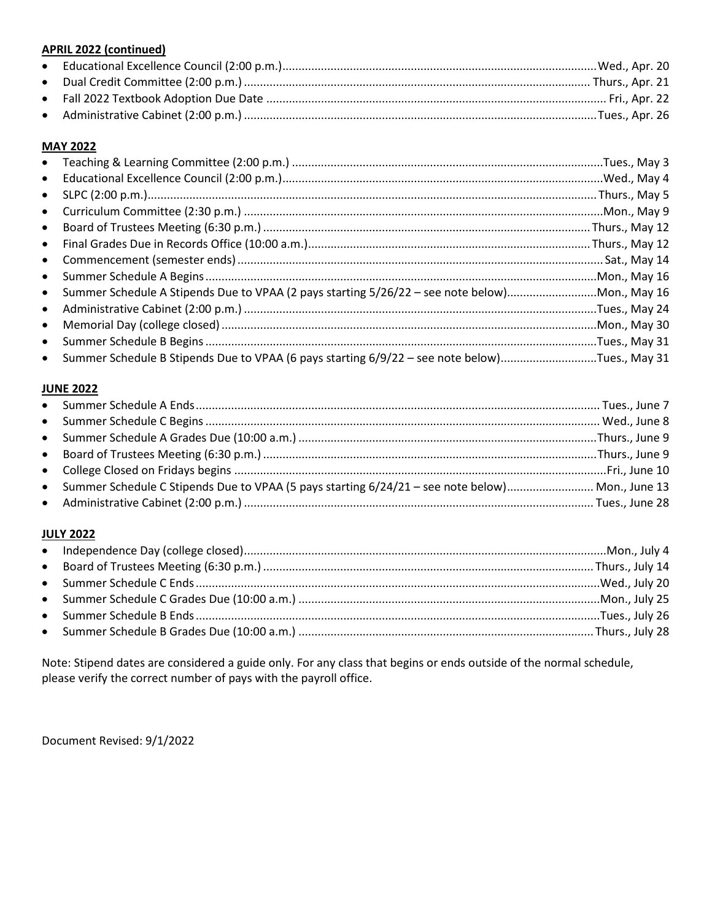**APRIL 2022 (continued)**

- Educational Excellence Council (2:00 p.m.)....................................................Wed., Apr. 20
- Dual Credit Committee (2:00 p.m.)....................................................Thurs., Apr. 21
- Fall 2022 Textbook Adoption Due Date....................................................Fri., Apr. 22
- Administrative Cabinet (2:00 p.m.)....................................................Tues., Apr. 26

**MAY 2022**

- Teaching & Learning Committee (2:00 p.m.)....................................................Tues., May 3
- Educational Excellence Council (2:00 p.m.)....................................................Wed., May 4
- SLPC (2:00 p.m.)....................................................Thurs., May 5
- Curriculum Committee (2:30 p.m.)....................................................Mon., May 9
- Board of Trustees Meeting (6:30 p.m.)....................................................Thurs., May 12
- Final Grades Due in Records Office (10:00 a.m.)....................................................Thurs., May 12
- Commencement (semester ends)....................................................Sat., May 14
- Summer Schedule A Begins....................................................Mon., May 16
- Summer Schedule A Stipends Due to VPAA (2 pays starting 5/26/22 – see note below)....................................................Mon., May 16
- Administrative Cabinet (2:00 p.m.)....................................................Tues., May 24
- Memorial Day (college closed)....................................................Mon., May 30
- Summer Schedule B Begins....................................................Tues., May 31
- Summer Schedule B Stipends Due to VPAA (6 pays starting 6/9/22 – see note below)....................................................Tues., May 31

**JUNE 2022**

- Summer Schedule A Ends....................................................Tues., June 7
- Summer Schedule C Begins....................................................Wed., June 8
- Summer Schedule A Grades Due (10:00 a.m.)....................................................Thurs., June 9
- Board of Trustees Meeting (6:30 p.m.)....................................................Thurs., June 9
- College Closed on Fridays begins....................................................Fri., June 10
- Summer Schedule C Stipends Due to VPAA (5 pays starting 6/24/21 – see note below)....................................................Mon., June 13
- Administrative Cabinet (2:00 p.m.)....................................................Tues., June 28

**JULY 2022**

- Independence Day (college closed)....................................................Mon., July 4
- Board of Trustees Meeting (6:30 p.m.)....................................................Thurs., July 14
- Summer Schedule C Ends....................................................Wed., July 20
- Summer Schedule C Grades Due (10:00 a.m.)....................................................Mon., July 25
- Summer Schedule B Ends....................................................Tues., July 26
- Summer Schedule B Grades Due (10:00 a.m.)....................................................Thurs., July 28

Note: Stipend dates are considered a guide only. For any class that begins or ends outside of the normal schedule, please verify the correct number of pays with the payroll office.

Document Revised: 9/1/2022